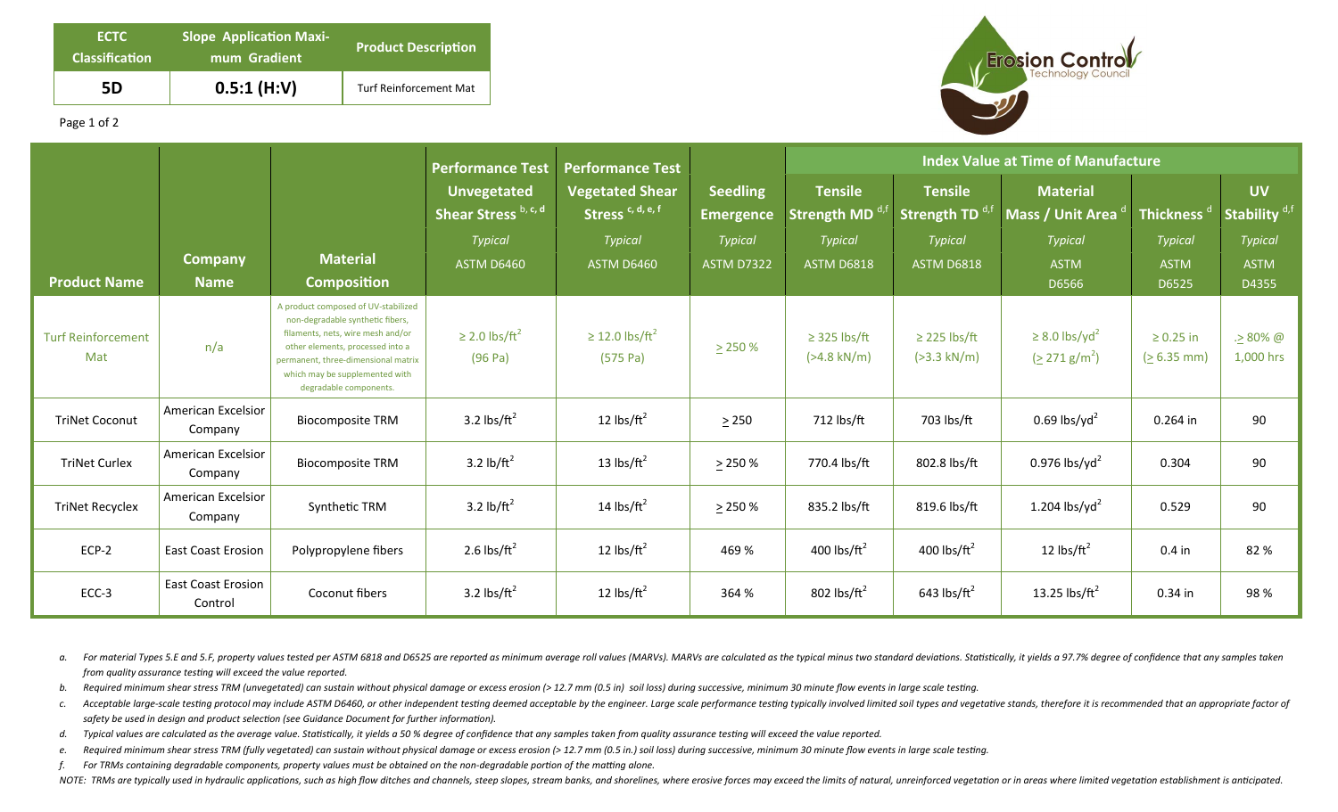| ECTC Classification | Slope Application Maximum Gradient | Product Description |
|---|---|---|
| **5D** | **0.5:1 (H:V)** | Turf Reinforcement Mat |

| Product Name | Company Name | Material Composition | Performance Test Unvegetated Shear Stress [b, c, d] | Performance Test Vegetated Shear Stress [c, d, e, f] | Seedling Emergence | Index Value at Time of Manufacture: Tensile Strength MD [d,f] | Tensile Strength TD [d,f] | Material Mass / Unit Area [d] | Thickness [d] | UV Stability [d,f] |
|---|---|---|---|---|---|---|---|---|---|---|
| | | | *Typical* ASTM D6460 | *Typical* ASTM D6460 | *Typical* ASTM D7322 | *Typical* ASTM D6818 | *Typical* ASTM D6818 | *Typical* ASTM D6566 | *Typical* ASTM D6525 | *Typical* ASTM D4355 |
| Turf Reinforcement Mat | n/a | A product composed of UV-stabilized non-degradable synthetic fibers, filaments, nets, wire mesh and/or other elements, processed into a permanent, three-dimensional matrix which may be supplemented with degradable components. | ≥ 2.0 lbs/ft² (96 Pa) | ≥ 12.0 lbs/ft² (575 Pa) | ≥ 250 % | ≥ 325 lbs/ft (>4.8 kN/m) | ≥ 225 lbs/ft (>3.3 kN/m) | ≥ 8.0 lbs/yd² (≥ 271 g/m²) | ≥ 0.25 in (≥ 6.35 mm) | ≥ 80% @ 1,000 hrs |
| TriNet Coconut | American Excelsior Company | Biocomposite TRM | 3.2 lbs/ft² | 12 lbs/ft² | ≥ 250 | 712 lbs/ft | 703 lbs/ft | 0.69 lbs/yd² | 0.264 in | 90 |
| TriNet Curlex | American Excelsior Company | Biocomposite TRM | 3.2 lb/ft² | 13 lbs/ft² | ≥ 250 % | 770.4 lbs/ft | 802.8 lbs/ft | 0.976 lbs/yd² | 0.304 | 90 |
| TriNet Recyclex | American Excelsior Company | Synthetic TRM | 3.2 lb/ft² | 14 lbs/ft² | ≥ 250 % | 835.2 lbs/ft | 819.6 lbs/ft | 1.204 lbs/yd² | 0.529 | 90 |
| ECP-2 | East Coast Erosion | Polypropylene fibers | 2.6 lbs/ft² | 12 lbs/ft² | 469 % | 400 lbs/ft² | 400 lbs/ft² | 12 lbs/ft² | 0.4 in | 82 % |
| ECC-3 | East Coast Erosion Control | Coconut fibers | 3.2 lbs/ft² | 12 lbs/ft² | 364 % | 802 lbs/ft² | 643 lbs/ft² | 13.25 lbs/ft² | 0.34 in | 98 % |

*a. For material Types 5.E and 5.F, property values tested per ASTM 6818 and D6525 are reported as minimum average roll values (MARVs). MARVs are calculated as the typical minus two standard deviations. Statistically, it yields a 97.7% degree of confidence that any samples taken from quality assurance testing will exceed the value reported.*

*b. Required minimum shear stress TRM (unvegetated) can sustain without physical damage or excess erosion (> 12.7 mm (0.5 in) soil loss) during successive, minimum 30 minute flow events in large scale testing.*

*c. Acceptable large-scale testing protocol may include ASTM D6460, or other independent testing deemed acceptable by the engineer. Large scale performance testing typically involved limited soil types and vegetative stands, therefore it is recommended that an appropriate factor of safety be used in design and product selection (see Guidance Document for further information).*

*d. Typical values are calculated as the average value. Statistically, it yields a 50 % degree of confidence that any samples taken from quality assurance testing will exceed the value reported.*

*e. Required minimum shear stress TRM (fully vegetated) can sustain without physical damage or excess erosion (> 12.7 mm (0.5 in.) soil loss) during successive, minimum 30 minute flow events in large scale testing.*

*f. For TRMs containing degradable components, property values must be obtained on the non-degradable portion of the matting alone.*

*NOTE: TRMs are typically used in hydraulic applications, such as high flow ditches and channels, steep slopes, stream banks, and shorelines, where erosive forces may exceed the limits of natural, unreinforced vegetation or in areas where limited vegetation establishment is anticipated.*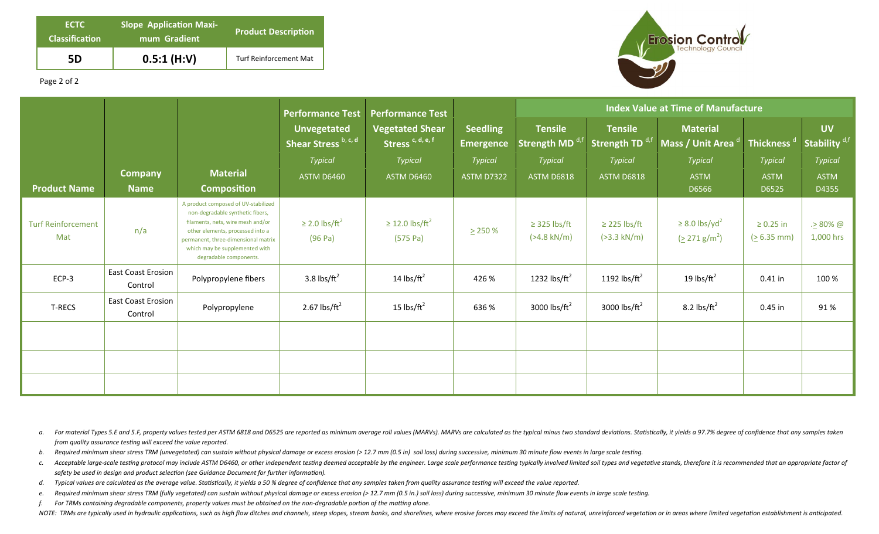| ECTC Classification | Slope Application Maximum Gradient | Product Description |
|---|---|---|
| 5D | 0.5:1 (H:V) | Turf Reinforcement Mat |

Erosion Control Technology Council

| | | | Performance Test | Performance Test | | Index Value at Time of Manufacture | | | | |
|---|---|---|---|---|---|---|---|---|---|---|
| | | | Unvegetated Shear Stress [b, c, d] | Vegetated Shear Stress [c, d, e, f] | Seedling Emergence | Tensile Strength MD [d,f] | Tensile Strength TD [d,f] | Material Mass / Unit Area [d] | Thickness [d] | UV Stability [d,f] |
| | | | *Typical* | *Typical* | *Typical* | *Typical* | *Typical* | *Typical* | *Typical* | *Typical* |
| **Product Name** | **Company Name** | **Material Composition** | ASTM D6460 | ASTM D6460 | ASTM D7322 | ASTM D6818 | ASTM D6818 | ASTM D6566 | ASTM D6525 | ASTM D4355 |
| Turf Reinforcement Mat | n/a | A product composed of UV-stabilized non-degradable synthetic fibers, filaments, nets, wire mesh and/or other elements, processed into a permanent, three-dimensional matrix which may be supplemented with degradable components. | $\geq$ 2.0 lbs/ft$^2$ (96 Pa) | $\geq$ 12.0 lbs/ft$^2$ (575 Pa) | $\geq$ 250 % | $\geq$ 325 lbs/ft (>4.8 kN/m) | $\geq$ 225 lbs/ft (>3.3 kN/m) | $\geq$ 8.0 lbs/yd$^2$ ($\geq$ 271 g/m$^2$) | $\geq$ 0.25 in ($\geq$ 6.35 mm) | .$\geq$ 80% @ 1,000 hrs |
| ECP-3 | East Coast Erosion Control | Polypropylene fibers | 3.8 lbs/ft$^2$ | 14 lbs/ft$^2$ | 426 % | 1232 lbs/ft$^2$ | 1192 lbs/ft$^2$ | 19 lbs/ft$^2$ | 0.41 in | 100 % |
| T-RECS | East Coast Erosion Control | Polypropylene | 2.67 lbs/ft$^2$ | 15 lbs/ft$^2$ | 636 % | 3000 lbs/ft$^2$ | 3000 lbs/ft$^2$ | 8.2 lbs/ft$^2$ | 0.45 in | 91 % |
| | | | | | | | | | | |
| | | | | | | | | | | |
| | | | | | | | | | | |

*a. For material Types 5.E and 5.F, property values tested per ASTM 6818 and D6525 are reported as minimum average roll values (MARVs). MARVs are calculated as the typical minus two standard deviations. Statistically, it yields a 97.7% degree of confidence that any samples taken from quality assurance testing will exceed the value reported.*

*b. Required minimum shear stress TRM (unvegetated) can sustain without physical damage or excess erosion (> 12.7 mm (0.5 in) soil loss) during successive, minimum 30 minute flow events in large scale testing.*

*c. Acceptable large-scale testing protocol may include ASTM D6460, or other independent testing deemed acceptable by the engineer. Large scale performance testing typically involved limited soil types and vegetative stands, therefore it is recommended that an appropriate factor of safety be used in design and product selection (see Guidance Document for further information).*

*d. Typical values are calculated as the average value. Statistically, it yields a 50 % degree of confidence that any samples taken from quality assurance testing will exceed the value reported.*

*e. Required minimum shear stress TRM (fully vegetated) can sustain without physical damage or excess erosion (> 12.7 mm (0.5 in.) soil loss) during successive, minimum 30 minute flow events in large scale testing.*

*f. For TRMs containing degradable components, property values must be obtained on the non-degradable portion of the matting alone.*

*NOTE: TRMs are typically used in hydraulic applications, such as high flow ditches and channels, steep slopes, stream banks, and shorelines, where erosive forces may exceed the limits of natural, unreinforced vegetation or in areas where limited vegetation establishment is anticipated.*